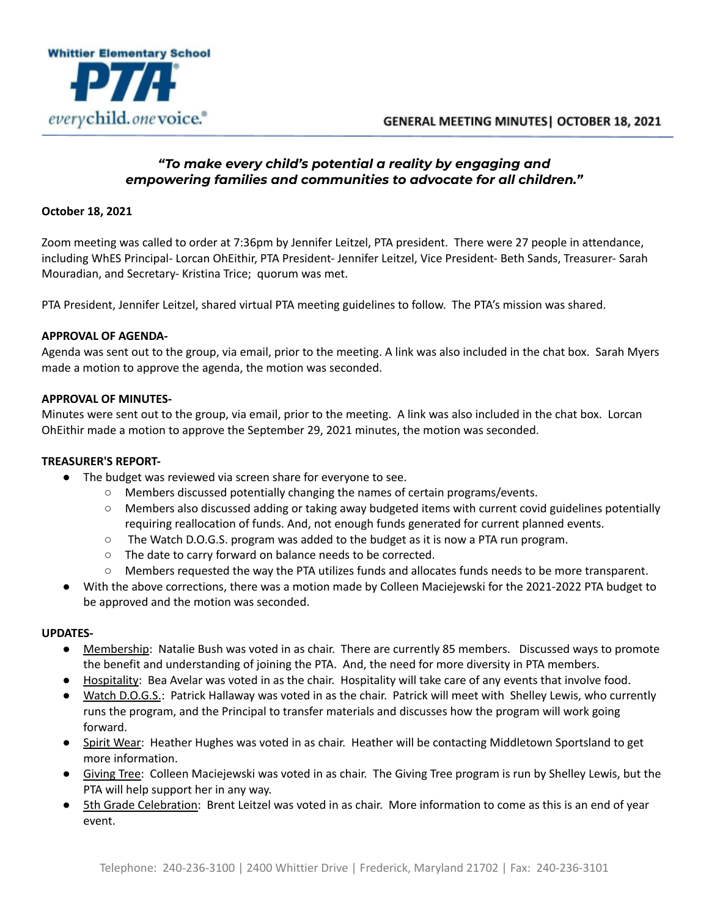Whittier Elementary School PTA

*everychild. onevoice.*

## GENERAL MEETING MINUTES| OCTOBER 18, 2021

***"To make every child's potential a reality by engaging and empowering families and communities to advocate for all children."***

**October 18, 2021**

Zoom meeting was called to order at 7:36pm by Jennifer Leitzel, PTA president. There were 27 people in attendance, including WhES Principal- Lorcan OhEithir, PTA President- Jennifer Leitzel, Vice President- Beth Sands, Treasurer- Sarah Mouradian, and Secretary- Kristina Trice; quorum was met.

PTA President, Jennifer Leitzel, shared virtual PTA meeting guidelines to follow. The PTA's mission was shared.

**APPROVAL OF AGENDA-**

Agenda was sent out to the group, via email, prior to the meeting. A link was also included in the chat box. Sarah Myers made a motion to approve the agenda, the motion was seconded.

**APPROVAL OF MINUTES-**

Minutes were sent out to the group, via email, prior to the meeting. A link was also included in the chat box. Lorcan OhEithir made a motion to approve the September 29, 2021 minutes, the motion was seconded.

**TREASURER'S REPORT-**

- The budget was reviewed via screen share for everyone to see.
  - Members discussed potentially changing the names of certain programs/events.
  - Members also discussed adding or taking away budgeted items with current covid guidelines potentially requiring reallocation of funds. And, not enough funds generated for current planned events.
  - The Watch D.O.G.S. program was added to the budget as it is now a PTA run program.
  - The date to carry forward on balance needs to be corrected.
  - Members requested the way the PTA utilizes funds and allocates funds needs to be more transparent.
- With the above corrections, there was a motion made by Colleen Maciejewski for the 2021-2022 PTA budget to be approved and the motion was seconded.

**UPDATES-**

- Membership: Natalie Bush was voted in as chair. There are currently 85 members. Discussed ways to promote the benefit and understanding of joining the PTA. And, the need for more diversity in PTA members.
- Hospitality: Bea Avelar was voted in as the chair. Hospitality will take care of any events that involve food.
- Watch D.O.G.S.: Patrick Hallaway was voted in as the chair. Patrick will meet with Shelley Lewis, who currently runs the program, and the Principal to transfer materials and discusses how the program will work going forward.
- Spirit Wear: Heather Hughes was voted in as chair. Heather will be contacting Middletown Sportsland to get more information.
- Giving Tree: Colleen Maciejewski was voted in as chair. The Giving Tree program is run by Shelley Lewis, but the PTA will help support her in any way.
- 5th Grade Celebration: Brent Leitzel was voted in as chair. More information to come as this is an end of year event.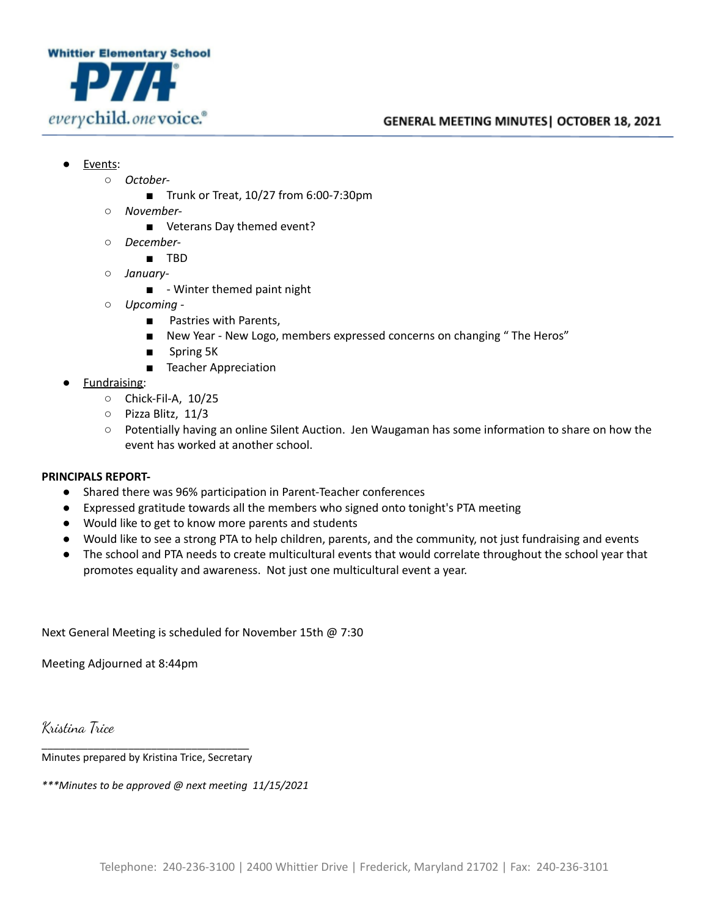- Events:
  - *October-*
    - Trunk or Treat, 10/27 from 6:00-7:30pm
  - *November-*
    - Veterans Day themed event?
  - *December-*
    - TBD
  - *January-*
    - - Winter themed paint night
  - *Upcoming -*
    - Pastries with Parents,
    - New Year - New Logo, members expressed concerns on changing " The Heros"
    - Spring 5K
    - Teacher Appreciation
- Fundraising:
  - Chick-Fil-A, 10/25
  - Pizza Blitz, 11/3
  - Potentially having an online Silent Auction. Jen Waugaman has some information to share on how the event has worked at another school.

**PRINCIPALS REPORT-**

- Shared there was 96% participation in Parent-Teacher conferences
- Expressed gratitude towards all the members who signed onto tonight's PTA meeting
- Would like to get to know more parents and students
- Would like to see a strong PTA to help children, parents, and the community, not just fundraising and events
- The school and PTA needs to create multicultural events that would correlate throughout the school year that promotes equality and awareness. Not just one multicultural event a year.

Next General Meeting is scheduled for November 15th @ 7:30

Meeting Adjourned at 8:44pm

*Kristina Trice*

___________________________________

Minutes prepared by Kristina Trice, Secretary

****Minutes to be approved @ next meeting 11/15/2021*